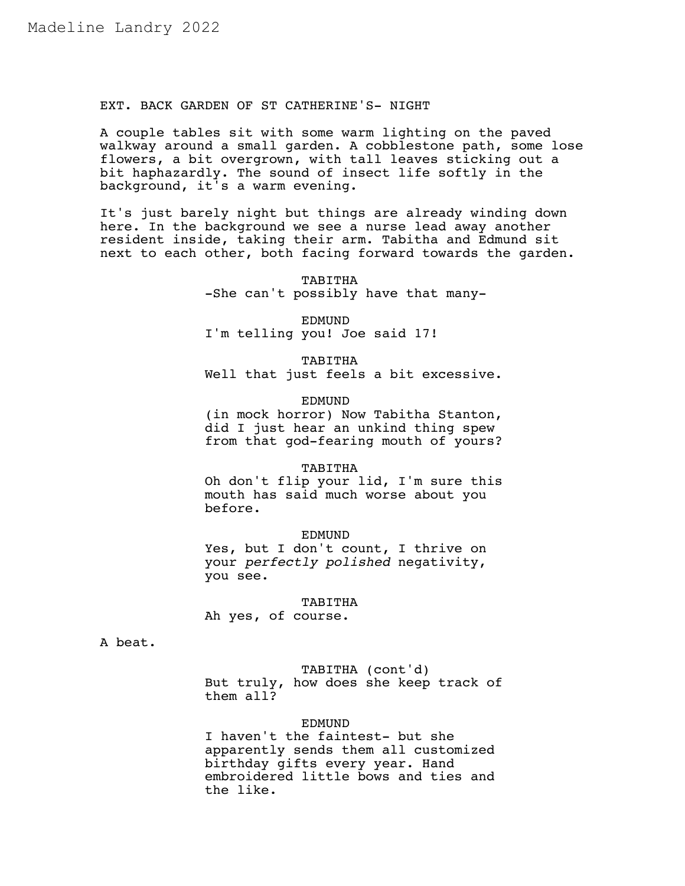Madeline Landry 2022

EXT. BACK GARDEN OF ST CATHERINE'S- NIGHT

A couple tables sit with some warm lighting on the paved walkway around a small garden. A cobblestone path, some lose flowers, a bit overgrown, with tall leaves sticking out a bit haphazardly. The sound of insect life softly in the background, it's a warm evening.

It's just barely night but things are already winding down here. In the background we see a nurse lead away another resident inside, taking their arm. Tabitha and Edmund sit next to each other, both facing forward towards the garden.

TABITHA
-She can't possibly have that many-

EDMUND
I'm telling you! Joe said 17!

TABITHA
Well that just feels a bit excessive.

EDMUND
(in mock horror) Now Tabitha Stanton, did I just hear an unkind thing spew from that god-fearing mouth of yours?

TABITHA
Oh don't flip your lid, I'm sure this mouth has said much worse about you before.

EDMUND
Yes, but I don't count, I thrive on your *perfectly polished* negativity, you see.

TABITHA
Ah yes, of course.

A beat.

TABITHA (cont'd)
But truly, how does she keep track of them all?

EDMUND
I haven't the faintest- but she apparently sends them all customized birthday gifts every year. Hand embroidered little bows and ties and the like.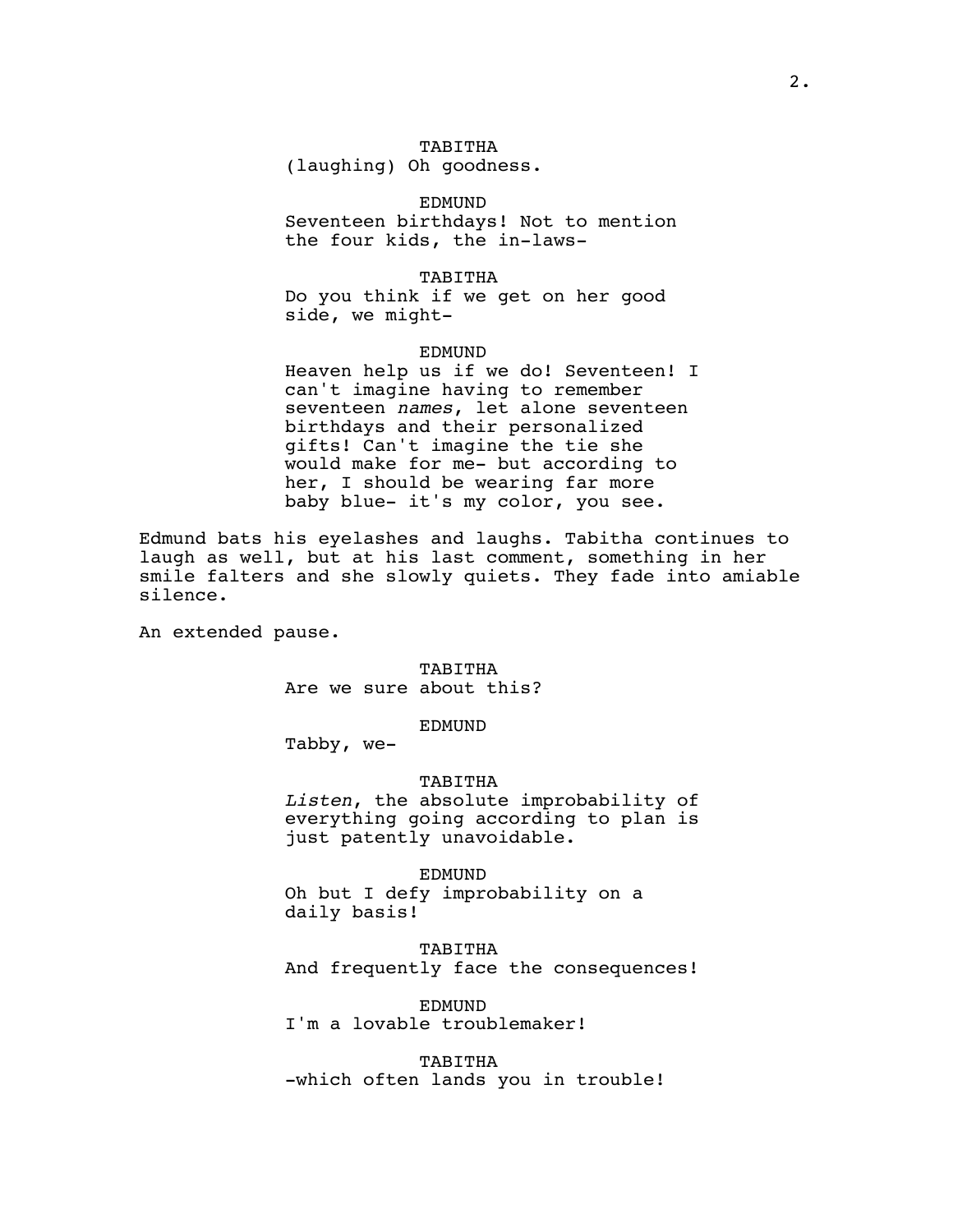TABITHA
(laughing) Oh goodness.

EDMUND
Seventeen birthdays! Not to mention the four kids, the in-laws-

TABITHA
Do you think if we get on her good side, we might-

EDMUND
Heaven help us if we do! Seventeen! I can't imagine having to remember seventeen *names*, let alone seventeen birthdays and their personalized gifts! Can't imagine the tie she would make for me- but according to her, I should be wearing far more baby blue- it's my color, you see.

Edmund bats his eyelashes and laughs. Tabitha continues to laugh as well, but at his last comment, something in her smile falters and she slowly quiets. They fade into amiable silence.

An extended pause.

TABITHA
Are we sure about this?

EDMUND
Tabby, we-

TABITHA
*Listen*, the absolute improbability of everything going according to plan is just patently unavoidable.

EDMUND
Oh but I defy improbability on a daily basis!

TABITHA
And frequently face the consequences!

EDMUND
I'm a lovable troublemaker!

TABITHA
-which often lands you in trouble!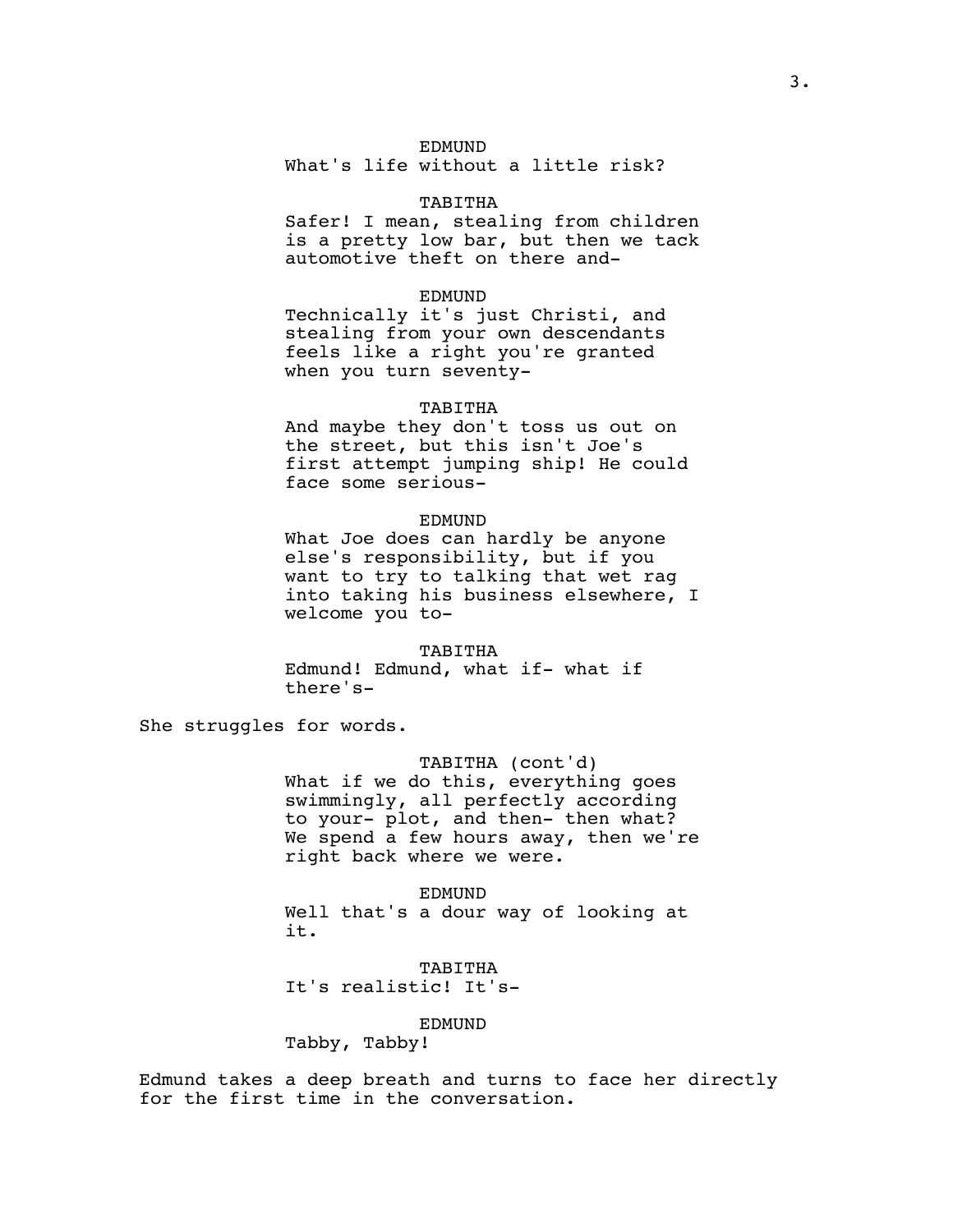EDMUND
What's life without a little risk?

TABITHA
Safer! I mean, stealing from children is a pretty low bar, but then we tack automotive theft on there and-

EDMUND
Technically it's just Christi, and stealing from your own descendants feels like a right you're granted when you turn seventy-

TABITHA
And maybe they don't toss us out on the street, but this isn't Joe's first attempt jumping ship! He could face some serious-

EDMUND
What Joe does can hardly be anyone else's responsibility, but if you want to try to talking that wet rag into taking his business elsewhere, I welcome you to-

TABITHA
Edmund! Edmund, what if- what if there's-

She struggles for words.

TABITHA (cont'd)
What if we do this, everything goes swimmingly, all perfectly according to your- plot, and then- then what? We spend a few hours away, then we're right back where we were.

EDMUND
Well that's a dour way of looking at it.

TABITHA
It's realistic! It's-

EDMUND
Tabby, Tabby!

Edmund takes a deep breath and turns to face her directly for the first time in the conversation.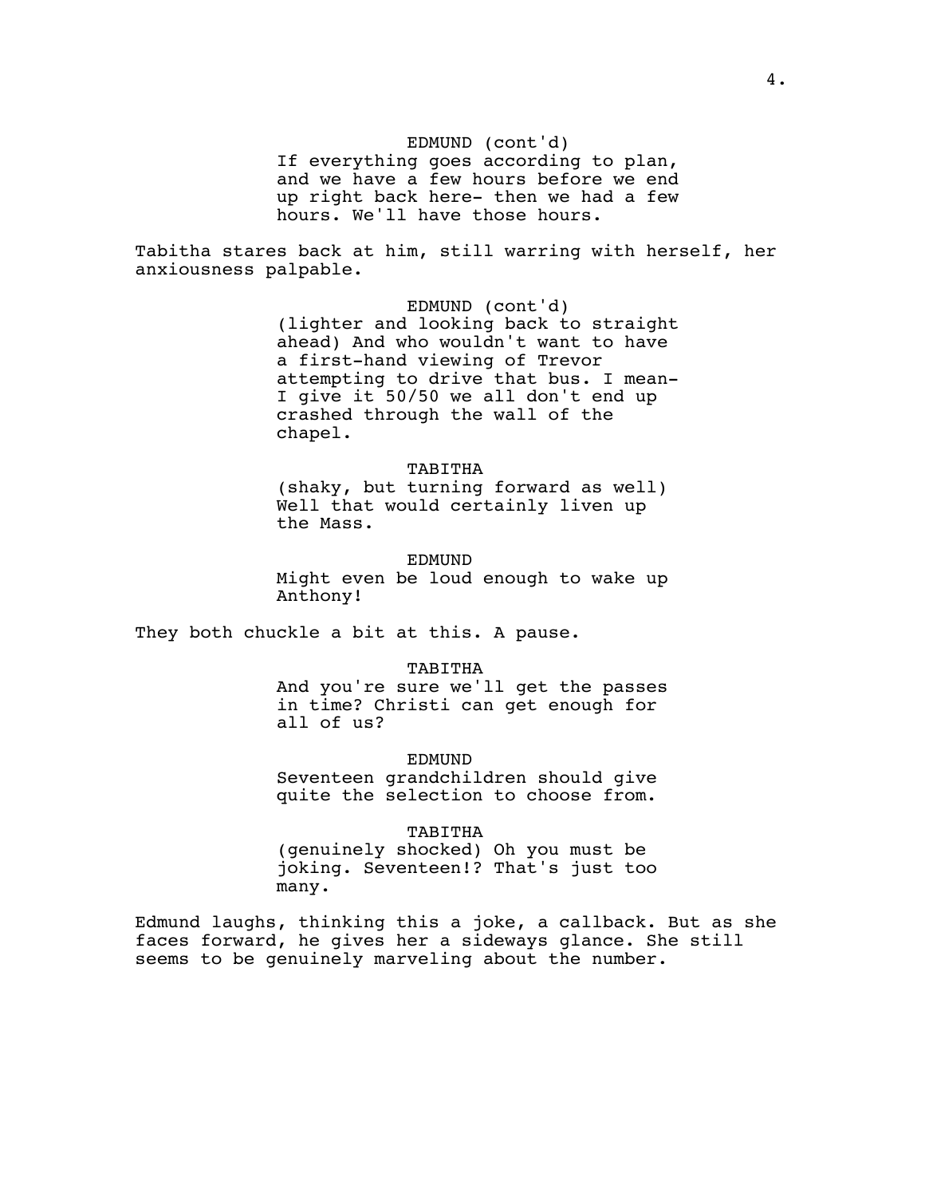EDMUND (cont'd)
If everything goes according to plan, and we have a few hours before we end up right back here- then we had a few hours. We'll have those hours.

Tabitha stares back at him, still warring with herself, her anxiousness palpable.

EDMUND (cont'd)
(lighter and looking back to straight ahead) And who wouldn't want to have a first-hand viewing of Trevor attempting to drive that bus. I mean- I give it 50/50 we all don't end up crashed through the wall of the chapel.

TABITHA
(shaky, but turning forward as well) Well that would certainly liven up the Mass.

EDMUND
Might even be loud enough to wake up Anthony!

They both chuckle a bit at this. A pause.

TABITHA
And you're sure we'll get the passes in time? Christi can get enough for all of us?

EDMUND
Seventeen grandchildren should give quite the selection to choose from.

TABITHA
(genuinely shocked) Oh you must be joking. Seventeen!? That's just too many.

Edmund laughs, thinking this a joke, a callback. But as she faces forward, he gives her a sideways glance. She still seems to be genuinely marveling about the number.